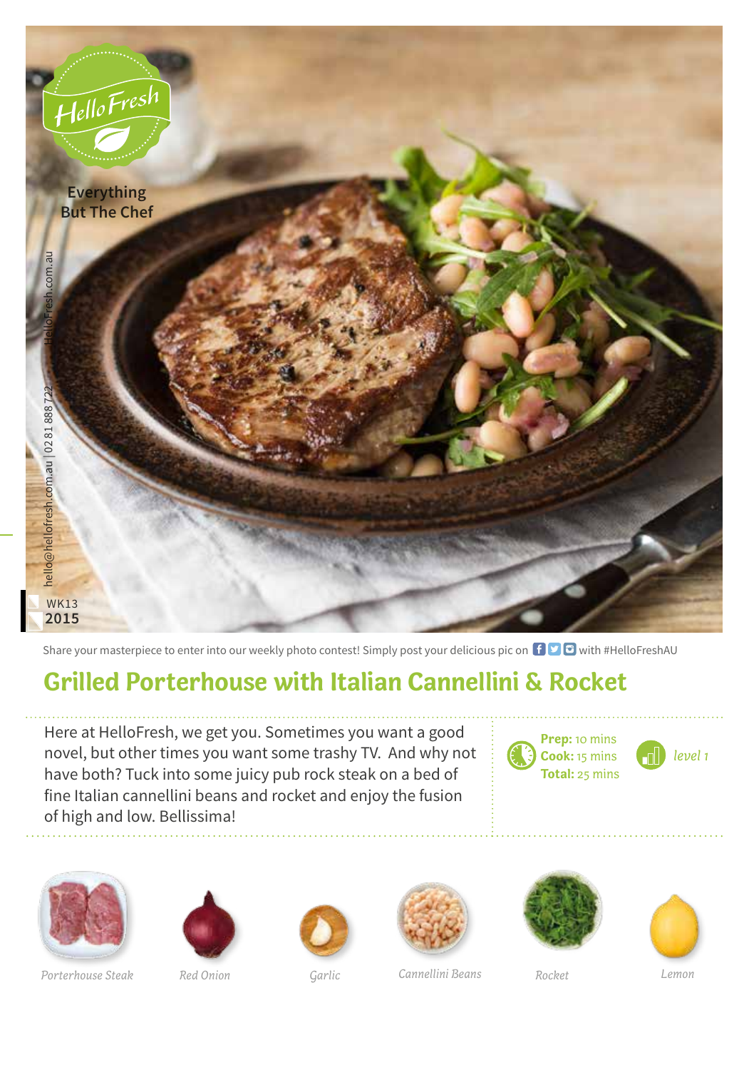HelloFresh

Everything But The Chef

HelloFresh.com.au

hello@hellofresh.com.au | 02 81 888 722

WK13 2015

Share your masterpiece to enter into our weekly photo contest! Simply post your delicious pic on with #HelloFreshAU

# Grilled Porterhouse with Italian Cannellini & Rocket

Here at HelloFresh, we get you. Sometimes you want a good novel, but other times you want some trashy TV. And why not have both? Tuck into some juicy pub rock steak on a bed of fine Italian cannellini beans and rocket and enjoy the fusion of high and low. Bellissima!

**Prep:** 10 mins
**Cook:** 15 mins
**Total:** 25 mins

*level 1*

*Porterhouse Steak* | *Red Onion* | *Garlic* | *Cannellini Beans* | *Rocket* | *Lemon*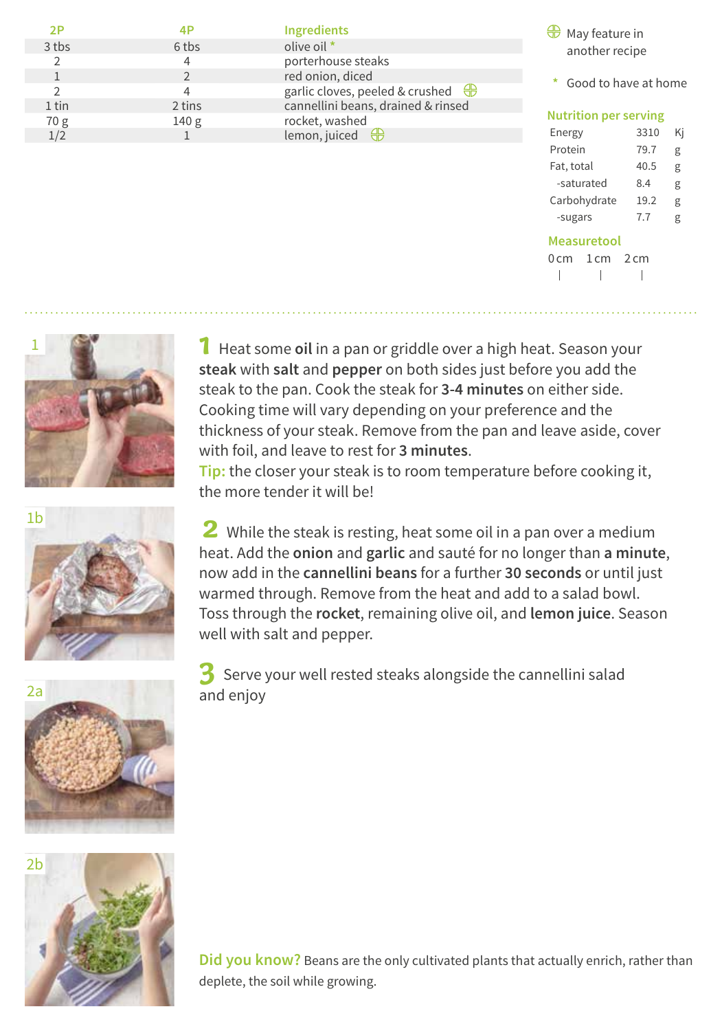| 2P | 4P | Ingredients |
|---|---|---|
| 3 tbs | 6 tbs | olive oil * |
| 2 | 4 | porterhouse steaks |
| 1 | 2 | red onion, diced |
| 2 | 4 | garlic cloves, peeled & crushed ⊕ |
| 1 tin | 2 tins | cannellini beans, drained & rinsed |
| 70 g | 140 g | rocket, washed |
| 1/2 | 1 | lemon, juiced ⊕ |

⊕ May feature in another recipe

\* Good to have at home

**Nutrition per serving**

| | | |
|---|---|---|
| Energy | 3310 | Kj |
| Protein | 79.7 | g |
| Fat, total | 40.5 | g |
| -saturated | 8.4 | g |
| Carbohydrate | 19.2 | g |
| -sugars | 7.7 | g |

**Measuretool**

0 cm 1 cm 2 cm

1

1b

2a

2b

**1** Heat some **oil** in a pan or griddle over a high heat. Season your **steak** with **salt** and **pepper** on both sides just before you add the steak to the pan. Cook the steak for **3-4 minutes** on either side. Cooking time will vary depending on your preference and the thickness of your steak. Remove from the pan and leave aside, cover with foil, and leave to rest for **3 minutes**.
**Tip:** the closer your steak is to room temperature before cooking it, the more tender it will be!

**2** While the steak is resting, heat some oil in a pan over a medium heat. Add the **onion** and **garlic** and sauté for no longer than **a minute**, now add in the **cannellini beans** for a further **30 seconds** or until just warmed through. Remove from the heat and add to a salad bowl. Toss through the **rocket**, remaining olive oil, and **lemon juice**. Season well with salt and pepper.

**3** Serve your well rested steaks alongside the cannellini salad and enjoy

**Did you know?** Beans are the only cultivated plants that actually enrich, rather than deplete, the soil while growing.